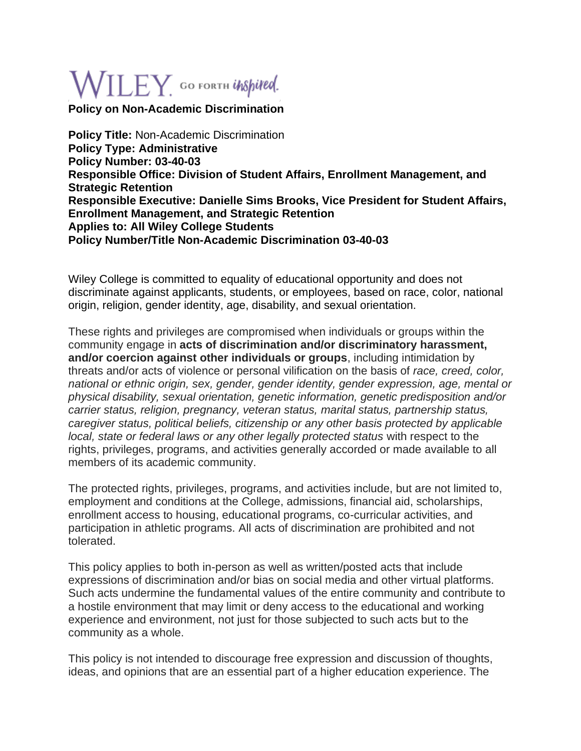WILEY. GO FORTH *inspired.*

# Policy on Non-Academic Discrimination

**Policy Title:** Non-Academic Discrimination
**Policy Type: Administrative**
**Policy Number: 03-40-03**
**Responsible Office: Division of Student Affairs, Enrollment Management, and Strategic Retention**
**Responsible Executive: Danielle Sims Brooks, Vice President for Student Affairs, Enrollment Management, and Strategic Retention**
**Applies to: All Wiley College Students**
**Policy Number/Title Non-Academic Discrimination 03-40-03**

Wiley College is committed to equality of educational opportunity and does not discriminate against applicants, students, or employees, based on race, color, national origin, religion, gender identity, age, disability, and sexual orientation.

These rights and privileges are compromised when individuals or groups within the community engage in **acts of discrimination and/or discriminatory harassment, and/or coercion against other individuals or groups**, including intimidation by threats and/or acts of violence or personal vilification on the basis of *race, creed, color, national or ethnic origin, sex, gender, gender identity, gender expression, age, mental or physical disability, sexual orientation, genetic information, genetic predisposition and/or carrier status, religion, pregnancy, veteran status, marital status, partnership status, caregiver status, political beliefs, citizenship or any other basis protected by applicable local, state or federal laws or any other legally protected status* with respect to the rights, privileges, programs, and activities generally accorded or made available to all members of its academic community.

The protected rights, privileges, programs, and activities include, but are not limited to, employment and conditions at the College, admissions, financial aid, scholarships, enrollment access to housing, educational programs, co-curricular activities, and participation in athletic programs. All acts of discrimination are prohibited and not tolerated.

This policy applies to both in-person as well as written/posted acts that include expressions of discrimination and/or bias on social media and other virtual platforms. Such acts undermine the fundamental values of the entire community and contribute to a hostile environment that may limit or deny access to the educational and working experience and environment, not just for those subjected to such acts but to the community as a whole.

This policy is not intended to discourage free expression and discussion of thoughts, ideas, and opinions that are an essential part of a higher education experience. The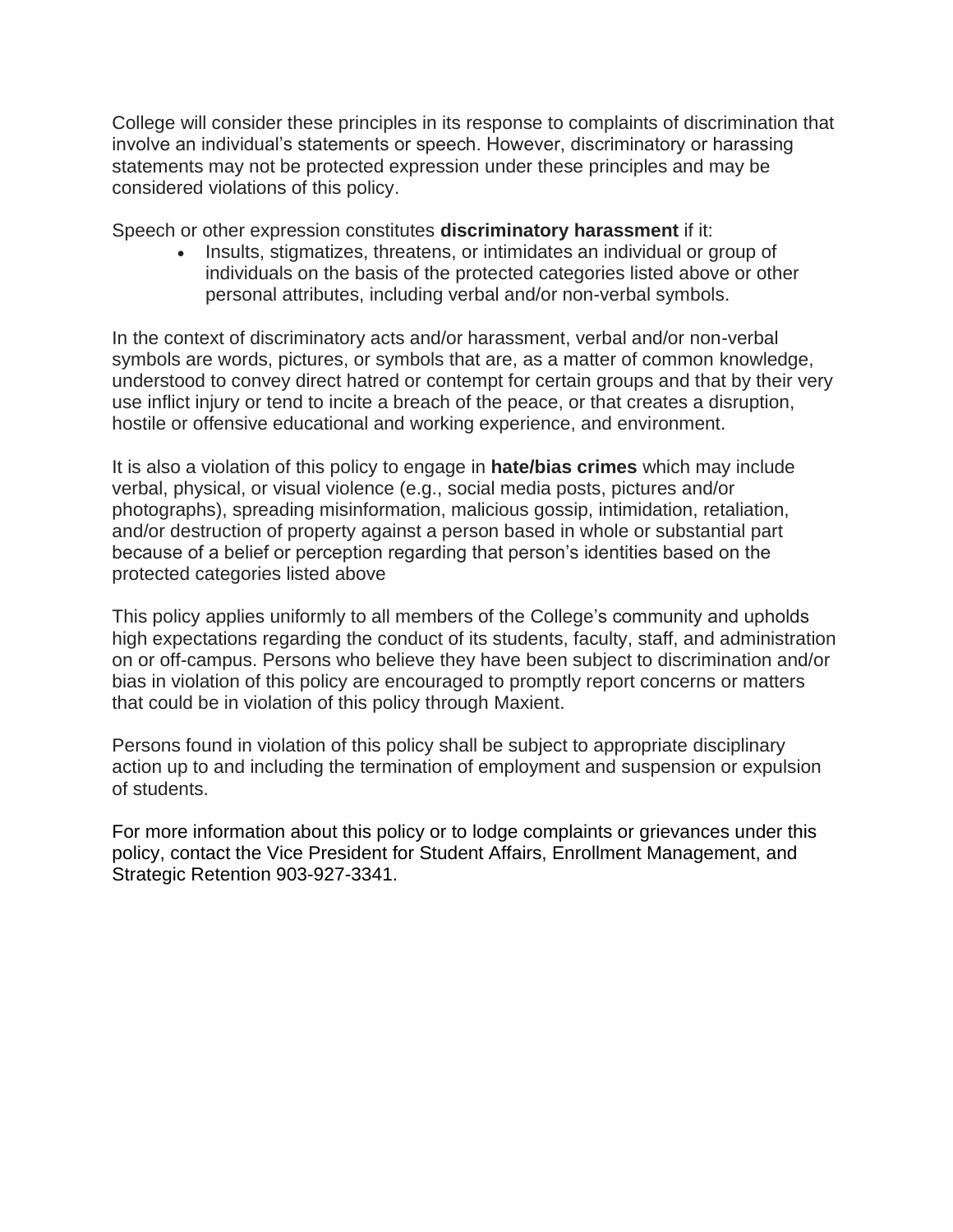College will consider these principles in its response to complaints of discrimination that involve an individual's statements or speech. However, discriminatory or harassing statements may not be protected expression under these principles and may be considered violations of this policy.

Speech or other expression constitutes **discriminatory harassment** if it:

- Insults, stigmatizes, threatens, or intimidates an individual or group of individuals on the basis of the protected categories listed above or other personal attributes, including verbal and/or non-verbal symbols.

In the context of discriminatory acts and/or harassment, verbal and/or non-verbal symbols are words, pictures, or symbols that are, as a matter of common knowledge, understood to convey direct hatred or contempt for certain groups and that by their very use inflict injury or tend to incite a breach of the peace, or that creates a disruption, hostile or offensive educational and working experience, and environment.

It is also a violation of this policy to engage in **hate/bias crimes** which may include verbal, physical, or visual violence (e.g., social media posts, pictures and/or photographs), spreading misinformation, malicious gossip, intimidation, retaliation, and/or destruction of property against a person based in whole or substantial part because of a belief or perception regarding that person's identities based on the protected categories listed above

This policy applies uniformly to all members of the College's community and upholds high expectations regarding the conduct of its students, faculty, staff, and administration on or off-campus. Persons who believe they have been subject to discrimination and/or bias in violation of this policy are encouraged to promptly report concerns or matters that could be in violation of this policy through Maxient.

Persons found in violation of this policy shall be subject to appropriate disciplinary action up to and including the termination of employment and suspension or expulsion of students.

For more information about this policy or to lodge complaints or grievances under this policy, contact the Vice President for Student Affairs, Enrollment Management, and Strategic Retention 903-927-3341.